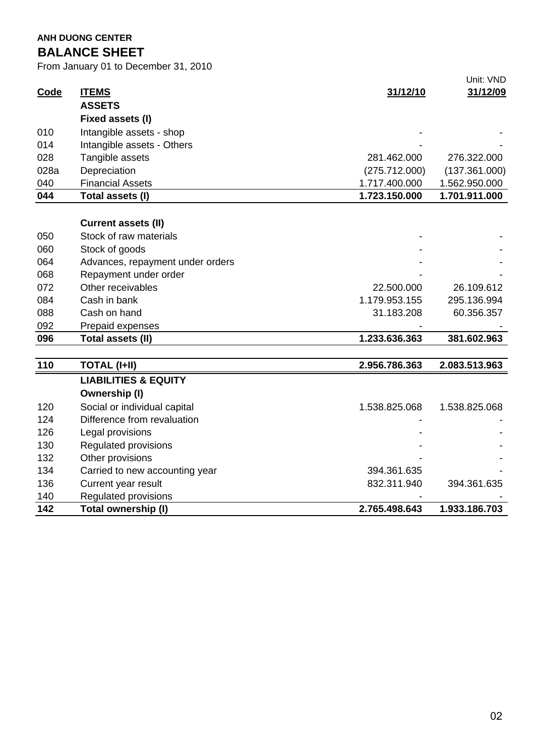**ANH DUONG CENTER**

# BALANCE SHEET

From January 01 to December 31, 2010

Unit: VND

| Code | ITEMS | 31/12/10 | 31/12/09 |
|---|---|---|---|
| | **ASSETS** | | |
| | **Fixed assets (I)** | | |
| 010 | Intangible assets - shop | - | - |
| 014 | Intangible assets - Others | - | - |
| 028 | Tangible assets | 281.462.000 | 276.322.000 |
| 028a | Depreciation | (275.712.000) | (137.361.000) |
| 040 | Financial Assets | 1.717.400.000 | 1.562.950.000 |
| **044** | **Total assets (I)** | **1.723.150.000** | **1.701.911.000** |
| | **Current assets (II)** | | |
| 050 | Stock of raw materials | - | - |
| 060 | Stock of goods | - | - |
| 064 | Advances, repayment under orders | - | - |
| 068 | Repayment under order | - | - |
| 072 | Other receivables | 22.500.000 | 26.109.612 |
| 084 | Cash in bank | 1.179.953.155 | 295.136.994 |
| 088 | Cash on hand | 31.183.208 | 60.356.357 |
| 092 | Prepaid expenses | - | - |
| **096** | **Total assets (II)** | **1.233.636.363** | **381.602.963** |
| **110** | **TOTAL (I+II)** | **2.956.786.363** | **2.083.513.963** |
| | **LIABILITIES & EQUITY** | | |
| | **Ownership (I)** | | |
| 120 | Social or individual capital | 1.538.825.068 | 1.538.825.068 |
| 124 | Difference from revaluation | - | - |
| 126 | Legal provisions | - | - |
| 130 | Regulated provisions | - | - |
| 132 | Other provisions | - | - |
| 134 | Carried to new accounting year | 394.361.635 | - |
| 136 | Current year result | 832.311.940 | 394.361.635 |
| 140 | Regulated provisions | - | - |
| **142** | **Total ownership (I)** | **2.765.498.643** | **1.933.186.703** |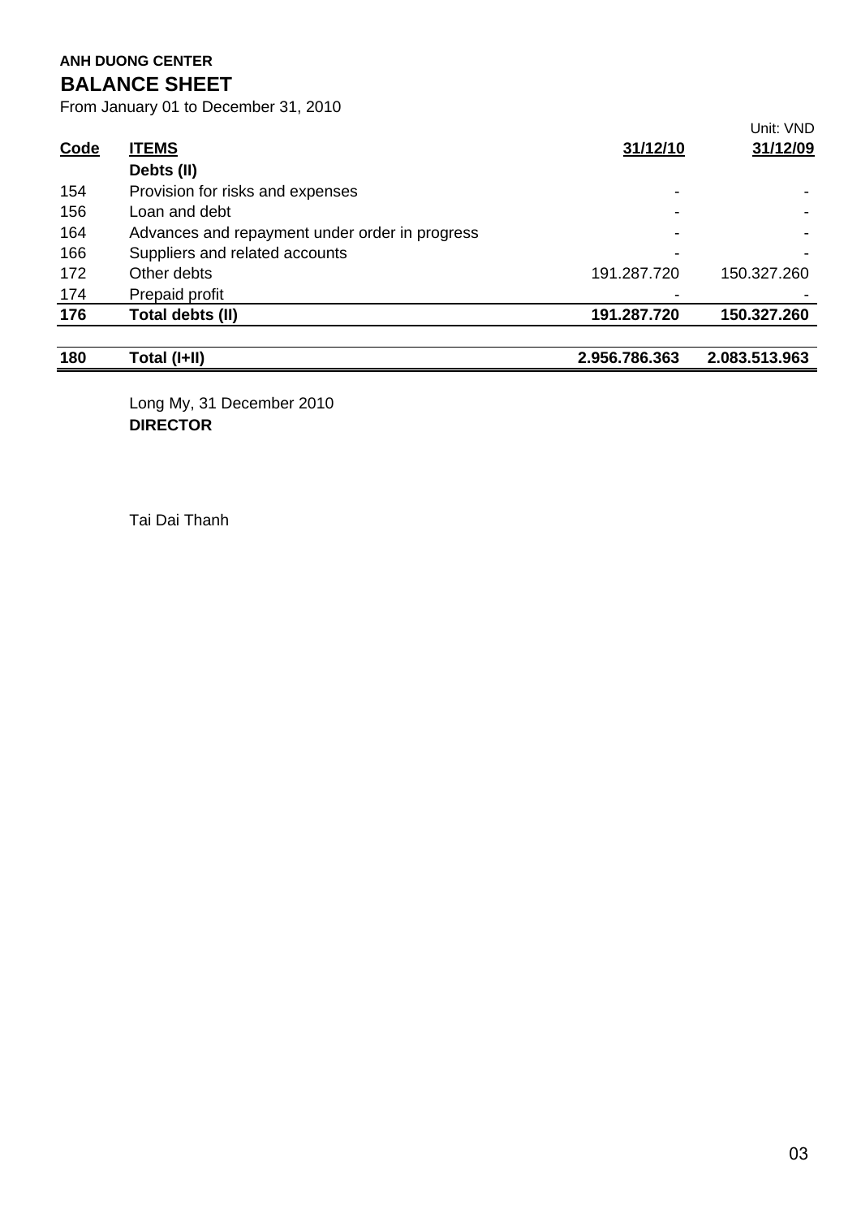**ANH DUONG CENTER**

## BALANCE SHEET

From January 01 to December 31, 2010

Unit: VND

| Code | ITEMS | 31/12/10 | 31/12/09 |
|---|---|---|---|
| | **Debts (II)** | | |
| 154 | Provision for risks and expenses | - | - |
| 156 | Loan and debt | - | - |
| 164 | Advances and repayment under order in progress | - | - |
| 166 | Suppliers and related accounts | - | - |
| 172 | Other debts | 191.287.720 | 150.327.260 |
| 174 | Prepaid profit | - | - |
| **176** | **Total debts (II)** | **191.287.720** | **150.327.260** |
| | | | |
| **180** | **Total (I+II)** | **2.956.786.363** | **2.083.513.963** |

Long My, 31 December 2010

**DIRECTOR**

Tai Dai Thanh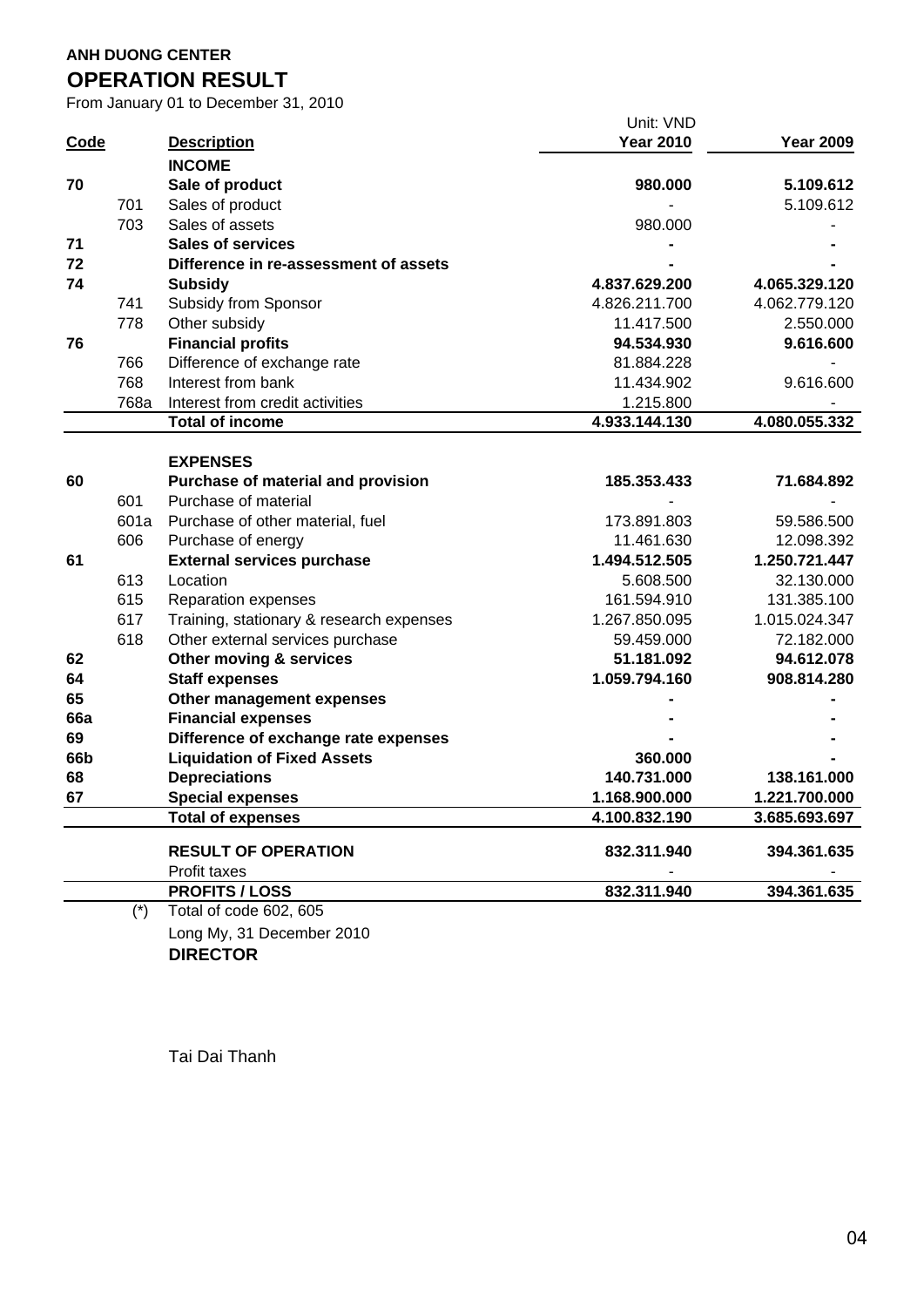**ANH DUONG CENTER**

## OPERATION RESULT

From January 01 to December 31, 2010

Unit: VND

| Code | | Description | Year 2010 | Year 2009 |
|---|---|---|---|---|
| | | **INCOME** | | |
| **70** | | **Sale of product** | **980.000** | **5.109.612** |
| | 701 | Sales of product | - | 5.109.612 |
| | 703 | Sales of assets | 980.000 | - |
| **71** | | **Sales of services** | **-** | **-** |
| **72** | | **Difference in re-assessment of assets** | **-** | **-** |
| **74** | | **Subsidy** | **4.837.629.200** | **4.065.329.120** |
| | 741 | Subsidy from Sponsor | 4.826.211.700 | 4.062.779.120 |
| | 778 | Other subsidy | 11.417.500 | 2.550.000 |
| **76** | | **Financial profits** | **94.534.930** | **9.616.600** |
| | 766 | Difference of exchange rate | 81.884.228 | - |
| | 768 | Interest from bank | 11.434.902 | 9.616.600 |
| | 768a | Interest from credit activities | 1.215.800 | - |
| | | **Total of income** | **4.933.144.130** | **4.080.055.332** |
| | | **EXPENSES** | | |
| **60** | | **Purchase of material and provision** | **185.353.433** | **71.684.892** |
| | 601 | Purchase of material | - | - |
| | 601a | Purchase of other material, fuel | 173.891.803 | 59.586.500 |
| | 606 | Purchase of energy | 11.461.630 | 12.098.392 |
| **61** | | **External services purchase** | **1.494.512.505** | **1.250.721.447** |
| | 613 | Location | 5.608.500 | 32.130.000 |
| | 615 | Reparation expenses | 161.594.910 | 131.385.100 |
| | 617 | Training, stationary & research expenses | 1.267.850.095 | 1.015.024.347 |
| | 618 | Other external services purchase | 59.459.000 | 72.182.000 |
| **62** | | **Other moving & services** | **51.181.092** | **94.612.078** |
| **64** | | **Staff expenses** | **1.059.794.160** | **908.814.280** |
| **65** | | **Other management expenses** | **-** | **-** |
| **66a** | | **Financial expenses** | **-** | **-** |
| **69** | | **Difference of exchange rate expenses** | **-** | **-** |
| **66b** | | **Liquidation of Fixed Assets** | **360.000** | **-** |
| **68** | | **Depreciations** | **140.731.000** | **138.161.000** |
| **67** | | **Special expenses** | **1.168.900.000** | **1.221.700.000** |
| | | **Total of expenses** | **4.100.832.190** | **3.685.693.697** |
| | | **RESULT OF OPERATION** | **832.311.940** | **394.361.635** |
| | | Profit taxes | - | - |
| | | **PROFITS / LOSS** | **832.311.940** | **394.361.635** |
| | (*) | Total of code 602, 605 | | |

Long My, 31 December 2010

**DIRECTOR**

Tai Dai Thanh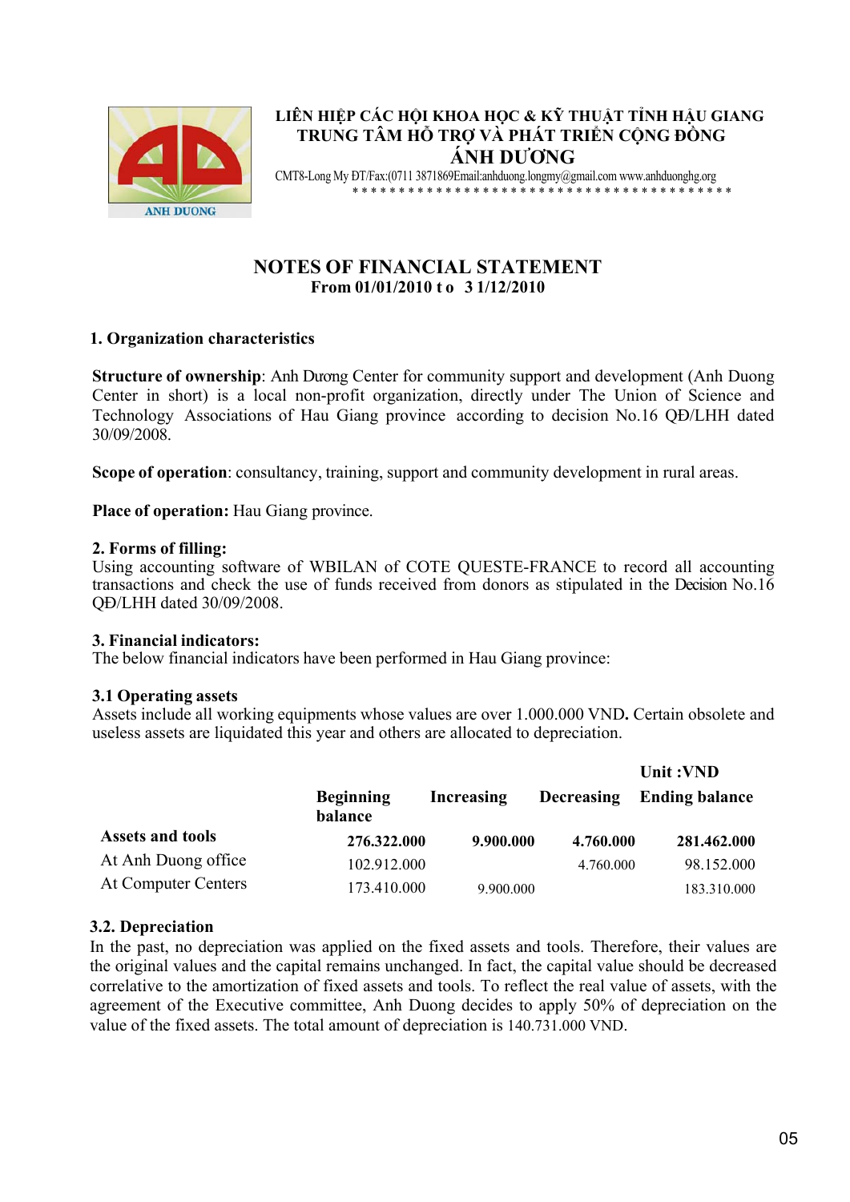LIÊN HIỆP CÁC HỘI KHOA HỌC & KỸ THUẬT TỈNH HẬU GIANG
TRUNG TÂM HỖ TRỢ VÀ PHÁT TRIỂN CỘNG ĐỒNG
ÁNH DƯƠNG

CMT8-Long My ĐT/Fax:(0711 3871869Email:anhduong.longmy@gmail.com www.anhduonghg.org

## NOTES OF FINANCIAL STATEMENT

**From 01/01/2010 t o 3 1/12/2010**

### 1. Organization characteristics

**Structure of ownership**: Anh Dương Center for community support and development (Anh Duong Center in short) is a local non-profit organization, directly under The Union of Science and Technology Associations of Hau Giang province according to decision No.16 QĐ/LHH dated 30/09/2008.

**Scope of operation**: consultancy, training, support and community development in rural areas.

**Place of operation:** Hau Giang province.

### 2. Forms of filling:

Using accounting software of WBILAN of COTE QUESTE-FRANCE to record all accounting transactions and check the use of funds received from donors as stipulated in the Decision No.16 QĐ/LHH dated 30/09/2008.

### 3. Financial indicators:

The below financial indicators have been performed in Hau Giang province:

#### 3.1 Operating assets

Assets include all working equipments whose values are over 1.000.000 VND**.** Certain obsolete and useless assets are liquidated this year and others are allocated to depreciation.

**Unit :VND**

| | Beginning balance | Increasing | Decreasing | Ending balance |
|---|---|---|---|---|
| **Assets and tools** | **276.322.000** | **9.900.000** | **4.760.000** | **281.462.000** |
| At Anh Duong office | 102.912.000 | | 4.760.000 | 98.152.000 |
| At Computer Centers | 173.410.000 | 9.900.000 | | 183.310.000 |

#### 3.2. Depreciation

In the past, no depreciation was applied on the fixed assets and tools. Therefore, their values are the original values and the capital remains unchanged. In fact, the capital value should be decreased correlative to the amortization of fixed assets and tools. To reflect the real value of assets, with the agreement of the Executive committee, Anh Duong decides to apply 50% of depreciation on the value of the fixed assets. The total amount of depreciation is 140.731.000 VND.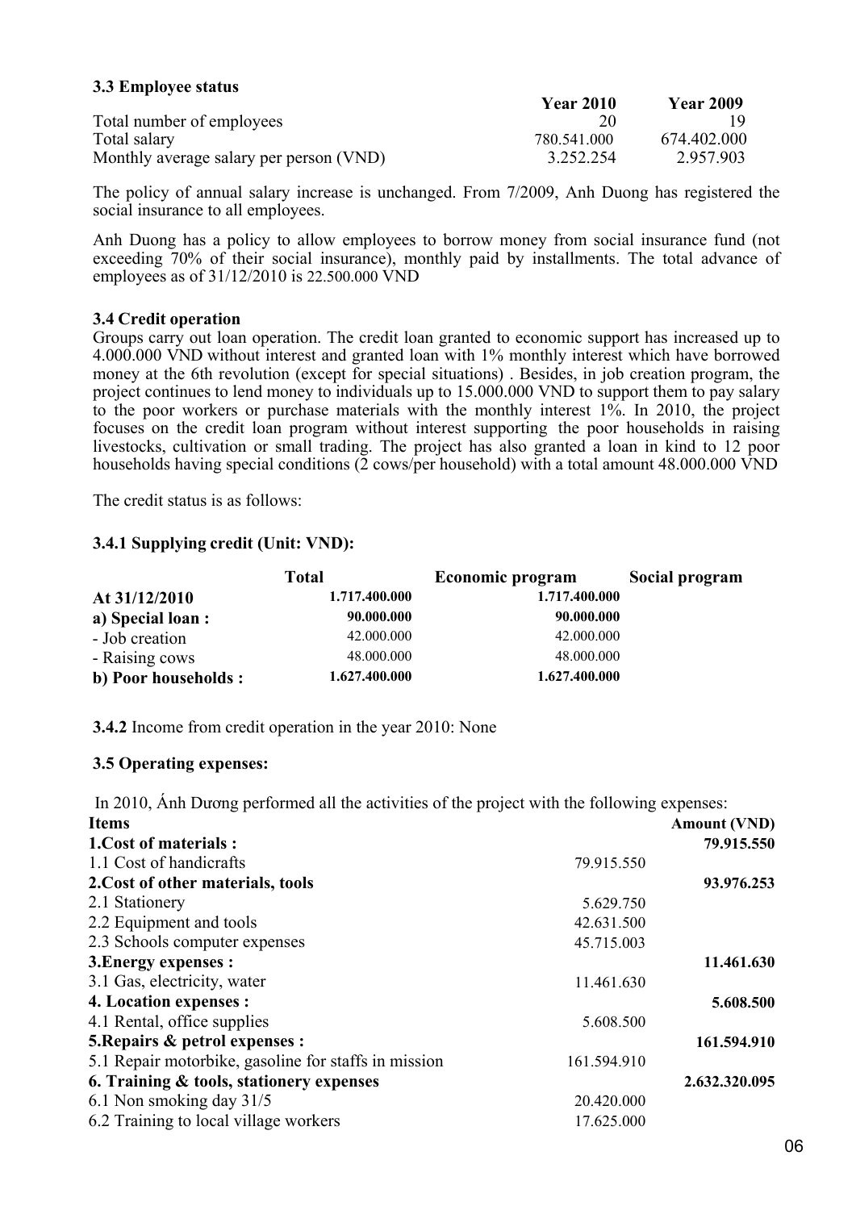### 3.3 Employee status

| | Year 2010 | Year 2009 |
|---|---|---|
| Total number of employees | 20 | 19 |
| Total salary | 780.541.000 | 674.402.000 |
| Monthly average salary per person (VND) | 3.252.254 | 2.957.903 |

The policy of annual salary increase is unchanged. From 7/2009, Anh Duong has registered the social insurance to all employees.

Anh Duong has a policy to allow employees to borrow money from social insurance fund (not exceeding 70% of their social insurance), monthly paid by installments. The total advance of employees as of 31/12/2010 is 22.500.000 VND

### 3.4 Credit operation

Groups carry out loan operation. The credit loan granted to economic support has increased up to 4.000.000 VND without interest and granted loan with 1% monthly interest which have borrowed money at the 6th revolution (except for special situations) . Besides, in job creation program, the project continues to lend money to individuals up to 15.000.000 VND to support them to pay salary to the poor workers or purchase materials with the monthly interest 1%. In 2010, the project focuses on the credit loan program without interest supporting the poor households in raising livestocks, cultivation or small trading. The project has also granted a loan in kind to 12 poor households having special conditions (2 cows/per household) with a total amount 48.000.000 VND

The credit status is as follows:

#### 3.4.1 Supplying credit (Unit: VND):

| | Total | Economic program | Social program |
|---|---|---|---|
| **At 31/12/2010** | **1.717.400.000** | **1.717.400.000** | |
| **a) Special loan :** | **90.000.000** | **90.000.000** | |
| - Job creation | 42.000.000 | 42.000.000 | |
| - Raising cows | 48.000.000 | 48.000.000 | |
| **b) Poor households :** | **1.627.400.000** | **1.627.400.000** | |

**3.4.2** Income from credit operation in the year 2010: None

### 3.5 Operating expenses:

In 2010, Ánh Dương performed all the activities of the project with the following expenses:

| Items | | Amount (VND) |
|---|---|---|
| **1.Cost of materials :** | | **79.915.550** |
| 1.1 Cost of handicrafts | 79.915.550 | |
| **2.Cost of other materials, tools** | | **93.976.253** |
| 2.1 Stationery | 5.629.750 | |
| 2.2 Equipment and tools | 42.631.500 | |
| 2.3 Schools computer expenses | 45.715.003 | |
| **3.Energy expenses :** | | **11.461.630** |
| 3.1 Gas, electricity, water | 11.461.630 | |
| **4. Location expenses :** | | **5.608.500** |
| 4.1 Rental, office supplies | 5.608.500 | |
| **5.Repairs & petrol expenses :** | | **161.594.910** |
| 5.1 Repair motorbike, gasoline for staffs in mission | 161.594.910 | |
| **6. Training & tools, stationery expenses** | | **2.632.320.095** |
| 6.1 Non smoking day 31/5 | 20.420.000 | |
| 6.2 Training to local village workers | 17.625.000 | |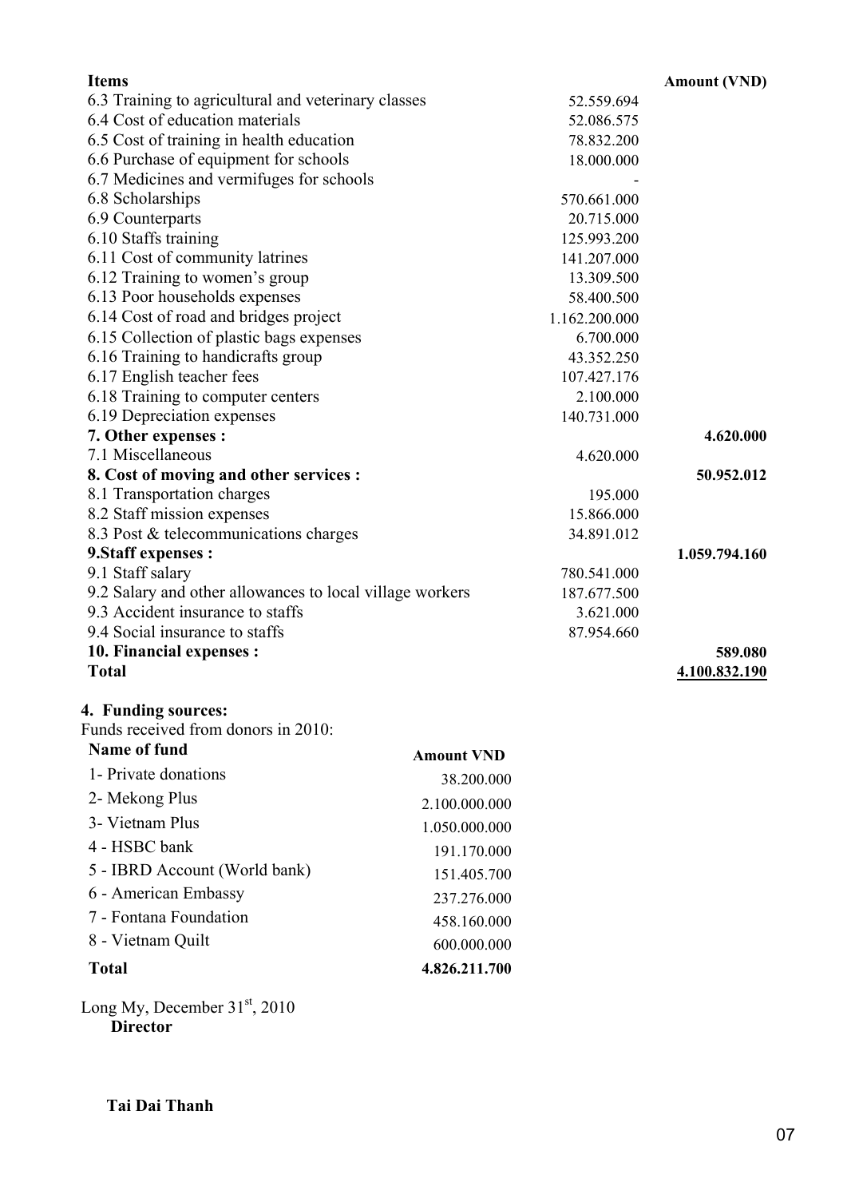| Items | | Amount (VND) |
|---|---|---|
| 6.3 Training to agricultural and veterinary classes | 52.559.694 | |
| 6.4 Cost of education materials | 52.086.575 | |
| 6.5 Cost of training in health education | 78.832.200 | |
| 6.6 Purchase of equipment for schools | 18.000.000 | |
| 6.7 Medicines and vermifuges for schools | - | |
| 6.8 Scholarships | 570.661.000 | |
| 6.9 Counterparts | 20.715.000 | |
| 6.10 Staffs training | 125.993.200 | |
| 6.11 Cost of community latrines | 141.207.000 | |
| 6.12 Training to women's group | 13.309.500 | |
| 6.13 Poor households expenses | 58.400.500 | |
| 6.14 Cost of road and bridges project | 1.162.200.000 | |
| 6.15 Collection of plastic bags expenses | 6.700.000 | |
| 6.16 Training to handicrafts group | 43.352.250 | |
| 6.17 English teacher fees | 107.427.176 | |
| 6.18 Training to computer centers | 2.100.000 | |
| 6.19 Depreciation expenses | 140.731.000 | |
| **7. Other expenses :** | | **4.620.000** |
| 7.1 Miscellaneous | 4.620.000 | |
| **8. Cost of moving and other services :** | | **50.952.012** |
| 8.1 Transportation charges | 195.000 | |
| 8.2 Staff mission expenses | 15.866.000 | |
| 8.3 Post & telecommunications charges | 34.891.012 | |
| **9.Staff expenses :** | | **1.059.794.160** |
| 9.1 Staff salary | 780.541.000 | |
| 9.2 Salary and other allowances to local village workers | 187.677.500 | |
| 9.3 Accident insurance to staffs | 3.621.000 | |
| 9.4 Social insurance to staffs | 87.954.660 | |
| **10. Financial expenses :** | | **589.080** |
| **Total** | | **4.100.832.190** |

## 4. Funding sources:

Funds received from donors in 2010:

| Name of fund | Amount VND |
|---|---|
| 1- Private donations | 38.200.000 |
| 2- Mekong Plus | 2.100.000.000 |
| 3- Vietnam Plus | 1.050.000.000 |
| 4 - HSBC bank | 191.170.000 |
| 5 - IBRD Account (World bank) | 151.405.700 |
| 6 - American Embassy | 237.276.000 |
| 7 - Fontana Foundation | 458.160.000 |
| 8 - Vietnam Quilt | 600.000.000 |
| **Total** | **4.826.211.700** |

Long My, December 31st, 2010

**Director**

**Tai Dai Thanh**